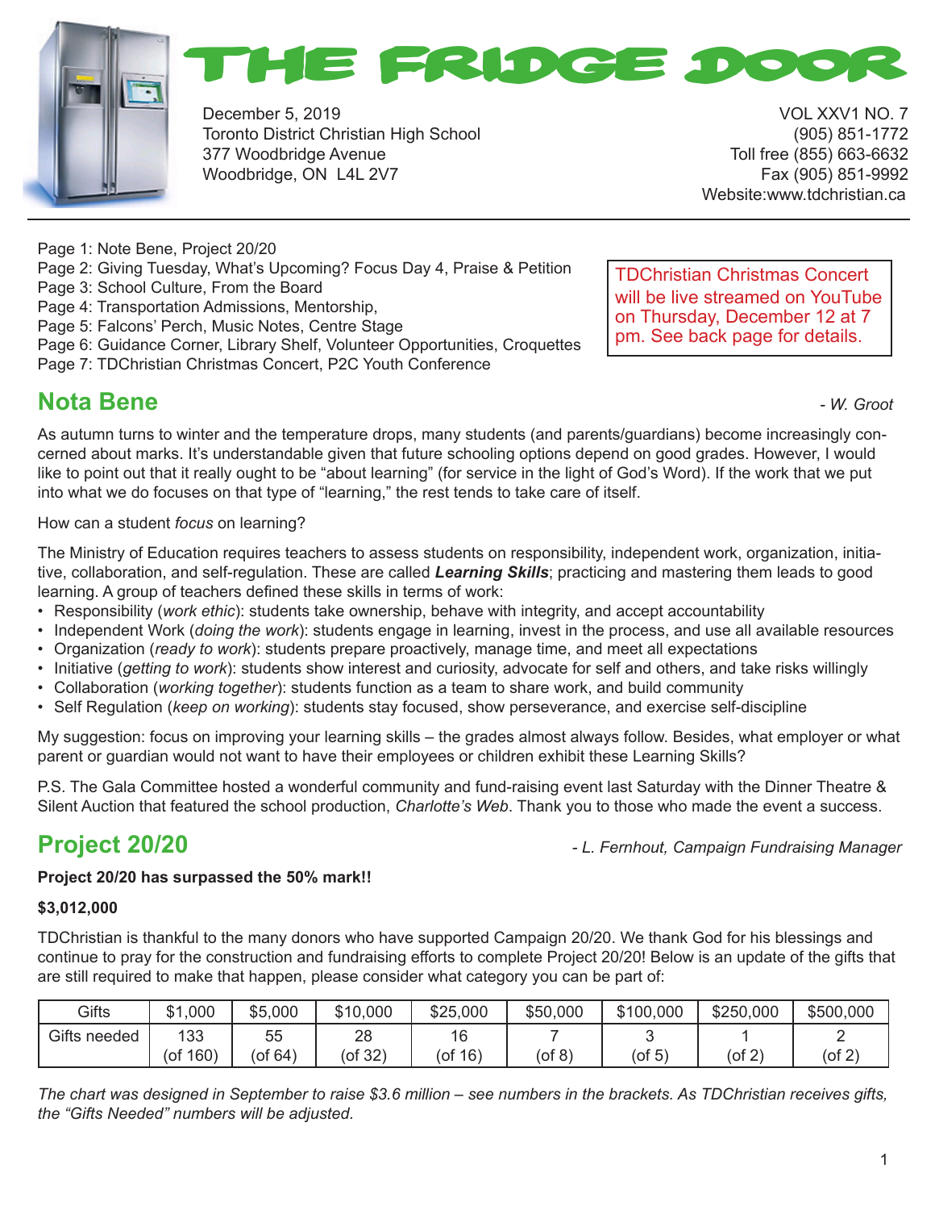# THE FRIDGE DOOR

December 5, 2019
Toronto District Christian High School
377 Woodbridge Avenue
Woodbridge, ON L4L 2V7

VOL XXV1 NO. 7
(905) 851-1772
Toll free (855) 663-6632
Fax (905) 851-9992
Website:www.tdchristian.ca

Page 1: Note Bene, Project 20/20
Page 2: Giving Tuesday, What's Upcoming? Focus Day 4, Praise & Petition
Page 3: School Culture, From the Board
Page 4: Transportation Admissions, Mentorship,
Page 5: Falcons' Perch, Music Notes, Centre Stage
Page 6: Guidance Corner, Library Shelf, Volunteer Opportunities, Croquettes
Page 7: TDChristian Christmas Concert, P2C Youth Conference

TDChristian Christmas Concert will be live streamed on YouTube on Thursday, December 12 at 7 pm. See back page for details.

## Nota Bene

*- W. Groot*

As autumn turns to winter and the temperature drops, many students (and parents/guardians) become increasingly concerned about marks. It's understandable given that future schooling options depend on good grades. However, I would like to point out that it really ought to be "about learning" (for service in the light of God's Word). If the work that we put into what we do focuses on that type of "learning," the rest tends to take care of itself.

How can a student *focus* on learning?

The Ministry of Education requires teachers to assess students on responsibility, independent work, organization, initiative, collaboration, and self-regulation. These are called ***Learning Skills***; practicing and mastering them leads to good learning. A group of teachers defined these skills in terms of work:

- Responsibility (*work ethic*): students take ownership, behave with integrity, and accept accountability
- Independent Work (*doing the work*): students engage in learning, invest in the process, and use all available resources
- Organization (*ready to work*): students prepare proactively, manage time, and meet all expectations
- Initiative (*getting to work*): students show interest and curiosity, advocate for self and others, and take risks willingly
- Collaboration (*working together*): students function as a team to share work, and build community
- Self Regulation (*keep on working*): students stay focused, show perseverance, and exercise self-discipline

My suggestion: focus on improving your learning skills – the grades almost always follow. Besides, what employer or what parent or guardian would not want to have their employees or children exhibit these Learning Skills?

P.S. The Gala Committee hosted a wonderful community and fund-raising event last Saturday with the Dinner Theatre & Silent Auction that featured the school production, *Charlotte's Web*. Thank you to those who made the event a success.

## Project 20/20

*- L. Fernhout, Campaign Fundraising Manager*

**Project 20/20 has surpassed the 50% mark!!**

**$3,012,000**

TDChristian is thankful to the many donors who have supported Campaign 20/20. We thank God for his blessings and continue to pray for the construction and fundraising efforts to complete Project 20/20! Below is an update of the gifts that are still required to make that happen, please consider what category you can be part of:

| Gifts | $1,000 | $5,000 | $10,000 | $25,000 | $50,000 | $100,000 | $250,000 | $500,000 |
|---|---|---|---|---|---|---|---|---|
| Gifts needed | 133 (of 160) | 55 (of 64) | 28 (of 32) | 16 (of 16) | 7 (of 8) | 3 (of 5) | 1 (of 2) | 2 (of 2) |

*The chart was designed in September to raise $3.6 million – see numbers in the brackets. As TDChristian receives gifts, the "Gifts Needed" numbers will be adjusted.*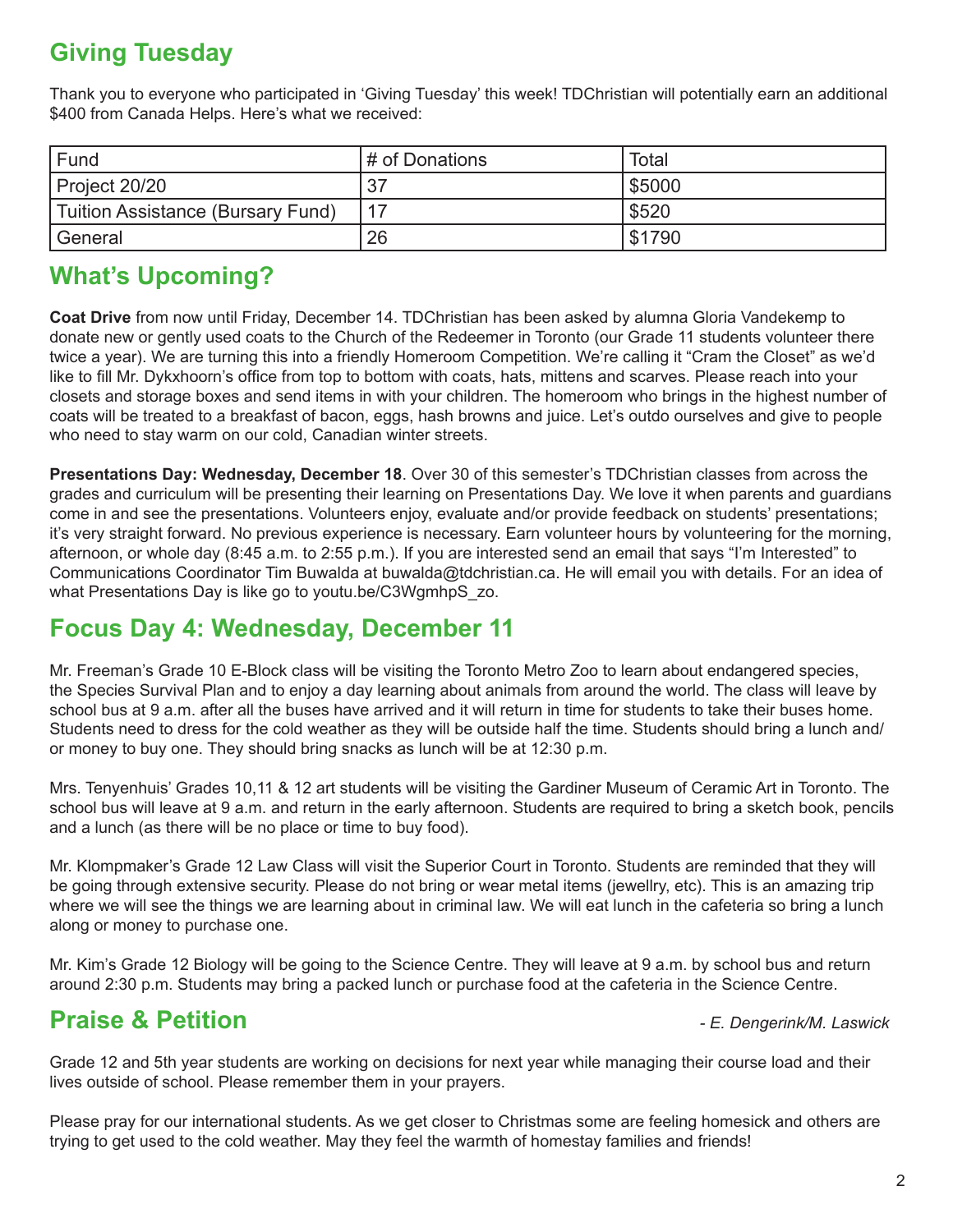## Giving Tuesday

Thank you to everyone who participated in 'Giving Tuesday' this week! TDChristian will potentially earn an additional $400 from Canada Helps. Here's what we received:

| Fund | # of Donations | Total |
|---|---|---|
| Project 20/20 | 37 | $5000 |
| Tuition Assistance (Bursary Fund) | 17 | $520 |
| General | 26 | $1790 |

## What's Upcoming?

**Coat Drive** from now until Friday, December 14. TDChristian has been asked by alumna Gloria Vandekemp to donate new or gently used coats to the Church of the Redeemer in Toronto (our Grade 11 students volunteer there twice a year). We are turning this into a friendly Homeroom Competition. We're calling it "Cram the Closet" as we'd like to fill Mr. Dykxhoorn's office from top to bottom with coats, hats, mittens and scarves. Please reach into your closets and storage boxes and send items in with your children. The homeroom who brings in the highest number of coats will be treated to a breakfast of bacon, eggs, hash browns and juice. Let's outdo ourselves and give to people who need to stay warm on our cold, Canadian winter streets.

**Presentations Day: Wednesday, December 18**. Over 30 of this semester's TDChristian classes from across the grades and curriculum will be presenting their learning on Presentations Day. We love it when parents and guardians come in and see the presentations. Volunteers enjoy, evaluate and/or provide feedback on students' presentations; it's very straight forward. No previous experience is necessary. Earn volunteer hours by volunteering for the morning, afternoon, or whole day (8:45 a.m. to 2:55 p.m.). If you are interested send an email that says "I'm Interested" to Communications Coordinator Tim Buwalda at buwalda@tdchristian.ca. He will email you with details. For an idea of what Presentations Day is like go to youtu.be/C3WgmhpS_zo.

## Focus Day 4: Wednesday, December 11

Mr. Freeman's Grade 10 E-Block class will be visiting the Toronto Metro Zoo to learn about endangered species, the Species Survival Plan and to enjoy a day learning about animals from around the world. The class will leave by school bus at 9 a.m. after all the buses have arrived and it will return in time for students to take their buses home. Students need to dress for the cold weather as they will be outside half the time. Students should bring a lunch and/or money to buy one. They should bring snacks as lunch will be at 12:30 p.m.

Mrs. Tenyenhuis' Grades 10,11 & 12 art students will be visiting the Gardiner Museum of Ceramic Art in Toronto. The school bus will leave at 9 a.m. and return in the early afternoon. Students are required to bring a sketch book, pencils and a lunch (as there will be no place or time to buy food).

Mr. Klompmaker's Grade 12 Law Class will visit the Superior Court in Toronto. Students are reminded that they will be going through extensive security. Please do not bring or wear metal items (jewellry, etc). This is an amazing trip where we will see the things we are learning about in criminal law. We will eat lunch in the cafeteria so bring a lunch along or money to purchase one.

Mr. Kim's Grade 12 Biology will be going to the Science Centre. They will leave at 9 a.m. by school bus and return around 2:30 p.m. Students may bring a packed lunch or purchase food at the cafeteria in the Science Centre.

## Praise & Petition

*- E. Dengerink/M. Laswick*

Grade 12 and 5th year students are working on decisions for next year while managing their course load and their lives outside of school. Please remember them in your prayers.

Please pray for our international students. As we get closer to Christmas some are feeling homesick and others are trying to get used to the cold weather. May they feel the warmth of homestay families and friends!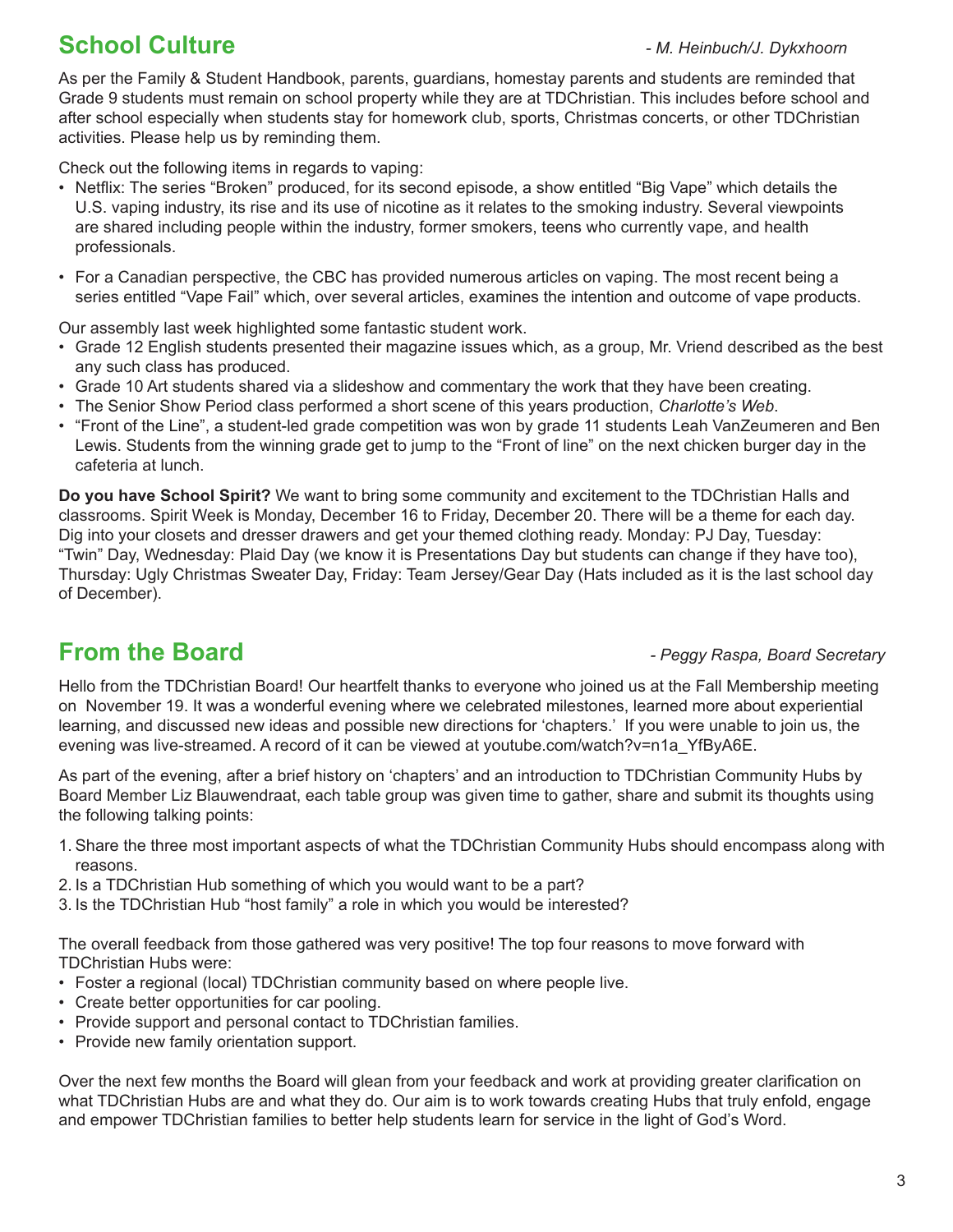## School Culture

*- M. Heinbuch/J. Dykxhoorn*

As per the Family & Student Handbook, parents, guardians, homestay parents and students are reminded that Grade 9 students must remain on school property while they are at TDChristian. This includes before school and after school especially when students stay for homework club, sports, Christmas concerts, or other TDChristian activities. Please help us by reminding them.

Check out the following items in regards to vaping:

- Netflix: The series "Broken" produced, for its second episode, a show entitled "Big Vape" which details the U.S. vaping industry, its rise and its use of nicotine as it relates to the smoking industry. Several viewpoints are shared including people within the industry, former smokers, teens who currently vape, and health professionals.
- For a Canadian perspective, the CBC has provided numerous articles on vaping. The most recent being a series entitled "Vape Fail" which, over several articles, examines the intention and outcome of vape products.

Our assembly last week highlighted some fantastic student work.

- Grade 12 English students presented their magazine issues which, as a group, Mr. Vriend described as the best any such class has produced.
- Grade 10 Art students shared via a slideshow and commentary the work that they have been creating.
- The Senior Show Period class performed a short scene of this years production, *Charlotte's Web*.
- "Front of the Line", a student-led grade competition was won by grade 11 students Leah VanZeumeren and Ben Lewis. Students from the winning grade get to jump to the "Front of line" on the next chicken burger day in the cafeteria at lunch.

**Do you have School Spirit?** We want to bring some community and excitement to the TDChristian Halls and classrooms. Spirit Week is Monday, December 16 to Friday, December 20. There will be a theme for each day. Dig into your closets and dresser drawers and get your themed clothing ready. Monday: PJ Day, Tuesday: "Twin" Day, Wednesday: Plaid Day (we know it is Presentations Day but students can change if they have too), Thursday: Ugly Christmas Sweater Day, Friday: Team Jersey/Gear Day (Hats included as it is the last school day of December).

## From the Board

*- Peggy Raspa, Board Secretary*

Hello from the TDChristian Board! Our heartfelt thanks to everyone who joined us at the Fall Membership meeting on November 19. It was a wonderful evening where we celebrated milestones, learned more about experiential learning, and discussed new ideas and possible new directions for 'chapters.' If you were unable to join us, the evening was live-streamed. A record of it can be viewed at youtube.com/watch?v=n1a_YfByA6E.

As part of the evening, after a brief history on 'chapters' and an introduction to TDChristian Community Hubs by Board Member Liz Blauwendraat, each table group was given time to gather, share and submit its thoughts using the following talking points:

1. Share the three most important aspects of what the TDChristian Community Hubs should encompass along with reasons.
2. Is a TDChristian Hub something of which you would want to be a part?
3. Is the TDChristian Hub "host family" a role in which you would be interested?

The overall feedback from those gathered was very positive! The top four reasons to move forward with TDChristian Hubs were:

- Foster a regional (local) TDChristian community based on where people live.
- Create better opportunities for car pooling.
- Provide support and personal contact to TDChristian families.
- Provide new family orientation support.

Over the next few months the Board will glean from your feedback and work at providing greater clarification on what TDChristian Hubs are and what they do. Our aim is to work towards creating Hubs that truly enfold, engage and empower TDChristian families to better help students learn for service in the light of God's Word.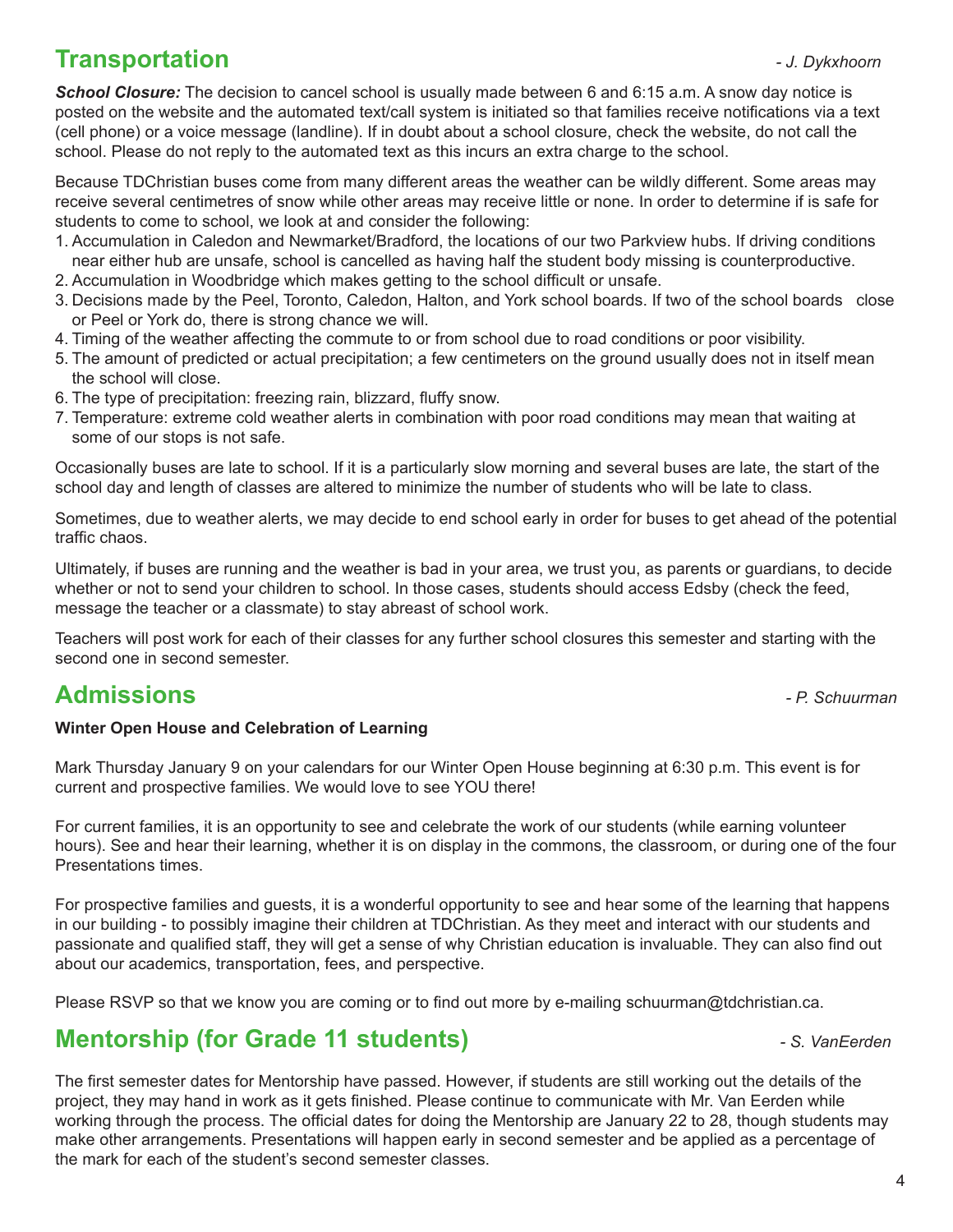## Transportation

*- J. Dykxhoorn*

***School Closure:*** The decision to cancel school is usually made between 6 and 6:15 a.m. A snow day notice is posted on the website and the automated text/call system is initiated so that families receive notifications via a text (cell phone) or a voice message (landline). If in doubt about a school closure, check the website, do not call the school. Please do not reply to the automated text as this incurs an extra charge to the school.

Because TDChristian buses come from many different areas the weather can be wildly different. Some areas may receive several centimetres of snow while other areas may receive little or none. In order to determine if is safe for students to come to school, we look at and consider the following:

1. Accumulation in Caledon and Newmarket/Bradford, the locations of our two Parkview hubs. If driving conditions near either hub are unsafe, school is cancelled as having half the student body missing is counterproductive.
2. Accumulation in Woodbridge which makes getting to the school difficult or unsafe.
3. Decisions made by the Peel, Toronto, Caledon, Halton, and York school boards. If two of the school boards close or Peel or York do, there is strong chance we will.
4. Timing of the weather affecting the commute to or from school due to road conditions or poor visibility.
5. The amount of predicted or actual precipitation; a few centimeters on the ground usually does not in itself mean the school will close.
6. The type of precipitation: freezing rain, blizzard, fluffy snow.
7. Temperature: extreme cold weather alerts in combination with poor road conditions may mean that waiting at some of our stops is not safe.

Occasionally buses are late to school. If it is a particularly slow morning and several buses are late, the start of the school day and length of classes are altered to minimize the number of students who will be late to class.

Sometimes, due to weather alerts, we may decide to end school early in order for buses to get ahead of the potential traffic chaos.

Ultimately, if buses are running and the weather is bad in your area, we trust you, as parents or guardians, to decide whether or not to send your children to school. In those cases, students should access Edsby (check the feed, message the teacher or a classmate) to stay abreast of school work.

Teachers will post work for each of their classes for any further school closures this semester and starting with the second one in second semester.

## Admissions

*- P. Schuurman*

**Winter Open House and Celebration of Learning**

Mark Thursday January 9 on your calendars for our Winter Open House beginning at 6:30 p.m. This event is for current and prospective families. We would love to see YOU there!

For current families, it is an opportunity to see and celebrate the work of our students (while earning volunteer hours). See and hear their learning, whether it is on display in the commons, the classroom, or during one of the four Presentations times.

For prospective families and guests, it is a wonderful opportunity to see and hear some of the learning that happens in our building - to possibly imagine their children at TDChristian. As they meet and interact with our students and passionate and qualified staff, they will get a sense of why Christian education is invaluable. They can also find out about our academics, transportation, fees, and perspective.

Please RSVP so that we know you are coming or to find out more by e-mailing schuurman@tdchristian.ca.

## Mentorship (for Grade 11 students)

*- S. VanEerden*

The first semester dates for Mentorship have passed. However, if students are still working out the details of the project, they may hand in work as it gets finished. Please continue to communicate with Mr. Van Eerden while working through the process. The official dates for doing the Mentorship are January 22 to 28, though students may make other arrangements. Presentations will happen early in second semester and be applied as a percentage of the mark for each of the student's second semester classes.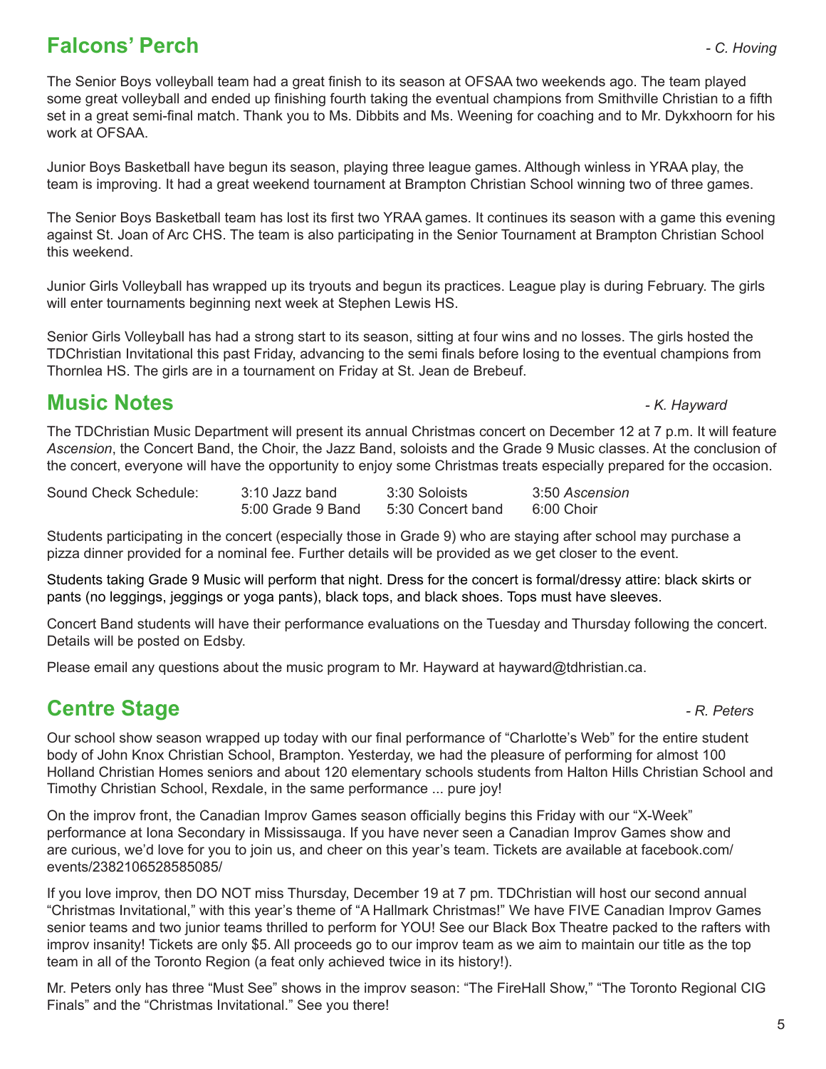## Falcons' Perch

*- C. Hoving*

The Senior Boys volleyball team had a great finish to its season at OFSAA two weekends ago. The team played some great volleyball and ended up finishing fourth taking the eventual champions from Smithville Christian to a fifth set in a great semi-final match. Thank you to Ms. Dibbits and Ms. Weening for coaching and to Mr. Dykxhoorn for his work at OFSAA.

Junior Boys Basketball have begun its season, playing three league games. Although winless in YRAA play, the team is improving. It had a great weekend tournament at Brampton Christian School winning two of three games.

The Senior Boys Basketball team has lost its first two YRAA games. It continues its season with a game this evening against St. Joan of Arc CHS. The team is also participating in the Senior Tournament at Brampton Christian School this weekend.

Junior Girls Volleyball has wrapped up its tryouts and begun its practices. League play is during February. The girls will enter tournaments beginning next week at Stephen Lewis HS.

Senior Girls Volleyball has had a strong start to its season, sitting at four wins and no losses. The girls hosted the TDChristian Invitational this past Friday, advancing to the semi finals before losing to the eventual champions from Thornlea HS. The girls are in a tournament on Friday at St. Jean de Brebeuf.

## Music Notes

*- K. Hayward*

The TDChristian Music Department will present its annual Christmas concert on December 12 at 7 p.m. It will feature *Ascension*, the Concert Band, the Choir, the Jazz Band, soloists and the Grade 9 Music classes. At the conclusion of the concert, everyone will have the opportunity to enjoy some Christmas treats especially prepared for the occasion.

| Sound Check Schedule: | | | |
|---|---|---|---|
| | 3:10 Jazz band | 3:30 Soloists | 3:50 *Ascension* |
| | 5:00 Grade 9 Band | 5:30 Concert band | 6:00 Choir |

Students participating in the concert (especially those in Grade 9) who are staying after school may purchase a pizza dinner provided for a nominal fee. Further details will be provided as we get closer to the event.

Students taking Grade 9 Music will perform that night. Dress for the concert is formal/dressy attire: black skirts or pants (no leggings, jeggings or yoga pants), black tops, and black shoes. Tops must have sleeves.

Concert Band students will have their performance evaluations on the Tuesday and Thursday following the concert. Details will be posted on Edsby.

Please email any questions about the music program to Mr. Hayward at hayward@tdhristian.ca.

## Centre Stage

*- R. Peters*

Our school show season wrapped up today with our final performance of "Charlotte's Web" for the entire student body of John Knox Christian School, Brampton. Yesterday, we had the pleasure of performing for almost 100 Holland Christian Homes seniors and about 120 elementary schools students from Halton Hills Christian School and Timothy Christian School, Rexdale, in the same performance ... pure joy!

On the improv front, the Canadian Improv Games season officially begins this Friday with our "X-Week" performance at Iona Secondary in Mississauga. If you have never seen a Canadian Improv Games show and are curious, we'd love for you to join us, and cheer on this year's team. Tickets are available at facebook.com/events/2382106528585085/

If you love improv, then DO NOT miss Thursday, December 19 at 7 pm. TDChristian will host our second annual "Christmas Invitational," with this year's theme of "A Hallmark Christmas!" We have FIVE Canadian Improv Games senior teams and two junior teams thrilled to perform for YOU! See our Black Box Theatre packed to the rafters with improv insanity! Tickets are only $5. All proceeds go to our improv team as we aim to maintain our title as the top team in all of the Toronto Region (a feat only achieved twice in its history!).

Mr. Peters only has three "Must See" shows in the improv season: "The FireHall Show," "The Toronto Regional CIG Finals" and the "Christmas Invitational." See you there!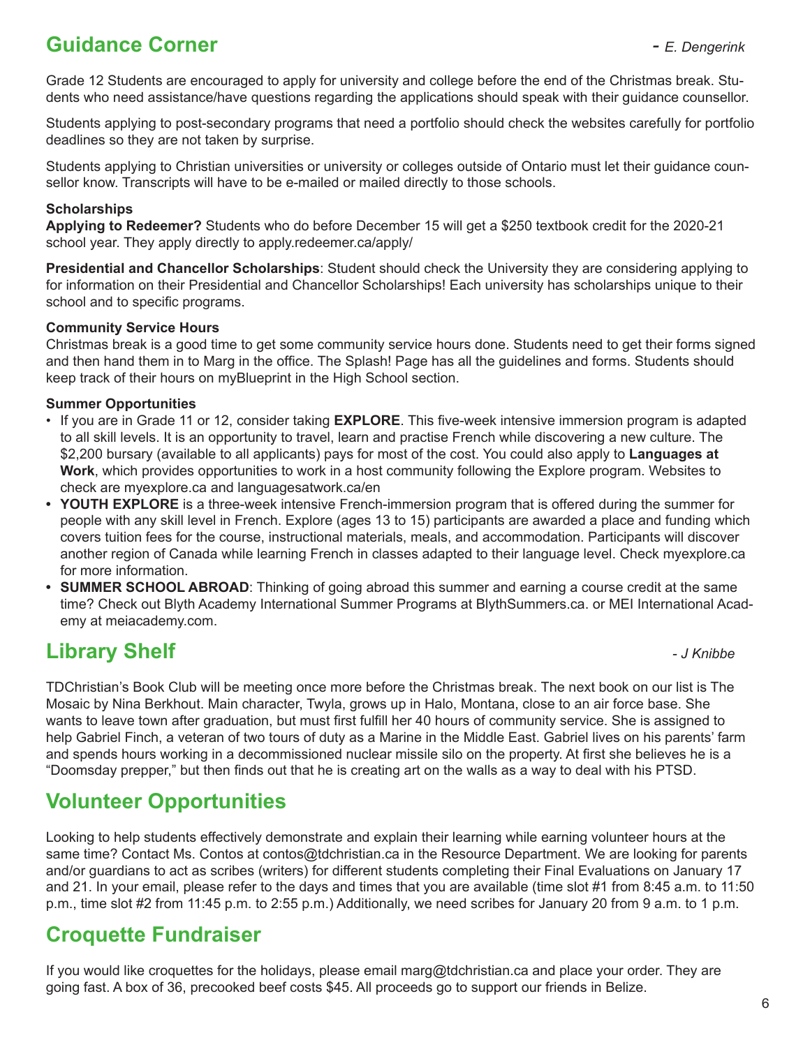## Guidance Corner

*- E. Dengerink*

Grade 12 Students are encouraged to apply for university and college before the end of the Christmas break. Students who need assistance/have questions regarding the applications should speak with their guidance counsellor.

Students applying to post-secondary programs that need a portfolio should check the websites carefully for portfolio deadlines so they are not taken by surprise.

Students applying to Christian universities or university or colleges outside of Ontario must let their guidance counsellor know. Transcripts will have to be e-mailed or mailed directly to those schools.

**Scholarships**

**Applying to Redeemer?** Students who do before December 15 will get a $250 textbook credit for the 2020-21 school year. They apply directly to apply.redeemer.ca/apply/

**Presidential and Chancellor Scholarships**: Student should check the University they are considering applying to for information on their Presidential and Chancellor Scholarships! Each university has scholarships unique to their school and to specific programs.

**Community Service Hours**

Christmas break is a good time to get some community service hours done. Students need to get their forms signed and then hand them in to Marg in the office. The Splash! Page has all the guidelines and forms. Students should keep track of their hours on myBlueprint in the High School section.

**Summer Opportunities**

- If you are in Grade 11 or 12, consider taking **EXPLORE**. This five-week intensive immersion program is adapted to all skill levels. It is an opportunity to travel, learn and practise French while discovering a new culture. The $2,200 bursary (available to all applicants) pays for most of the cost. You could also apply to **Languages at Work**, which provides opportunities to work in a host community following the Explore program. Websites to check are myexplore.ca and languagesatwork.ca/en
- **YOUTH EXPLORE** is a three-week intensive French-immersion program that is offered during the summer for people with any skill level in French. Explore (ages 13 to 15) participants are awarded a place and funding which covers tuition fees for the course, instructional materials, meals, and accommodation. Participants will discover another region of Canada while learning French in classes adapted to their language level. Check myexplore.ca for more information.
- **SUMMER SCHOOL ABROAD**: Thinking of going abroad this summer and earning a course credit at the same time? Check out Blyth Academy International Summer Programs at BlythSummers.ca. or MEI International Academy at meiacademy.com.

## Library Shelf

*- J Knibbe*

TDChristian's Book Club will be meeting once more before the Christmas break. The next book on our list is The Mosaic by Nina Berkhout. Main character, Twyla, grows up in Halo, Montana, close to an air force base. She wants to leave town after graduation, but must first fulfill her 40 hours of community service. She is assigned to help Gabriel Finch, a veteran of two tours of duty as a Marine in the Middle East. Gabriel lives on his parents' farm and spends hours working in a decommissioned nuclear missile silo on the property. At first she believes he is a "Doomsday prepper," but then finds out that he is creating art on the walls as a way to deal with his PTSD.

## Volunteer Opportunities

Looking to help students effectively demonstrate and explain their learning while earning volunteer hours at the same time? Contact Ms. Contos at contos@tdchristian.ca in the Resource Department. We are looking for parents and/or guardians to act as scribes (writers) for different students completing their Final Evaluations on January 17 and 21. In your email, please refer to the days and times that you are available (time slot #1 from 8:45 a.m. to 11:50 p.m., time slot #2 from 11:45 p.m. to 2:55 p.m.) Additionally, we need scribes for January 20 from 9 a.m. to 1 p.m.

## Croquette Fundraiser

If you would like croquettes for the holidays, please email marg@tdchristian.ca and place your order. They are going fast. A box of 36, precooked beef costs $45. All proceeds go to support our friends in Belize.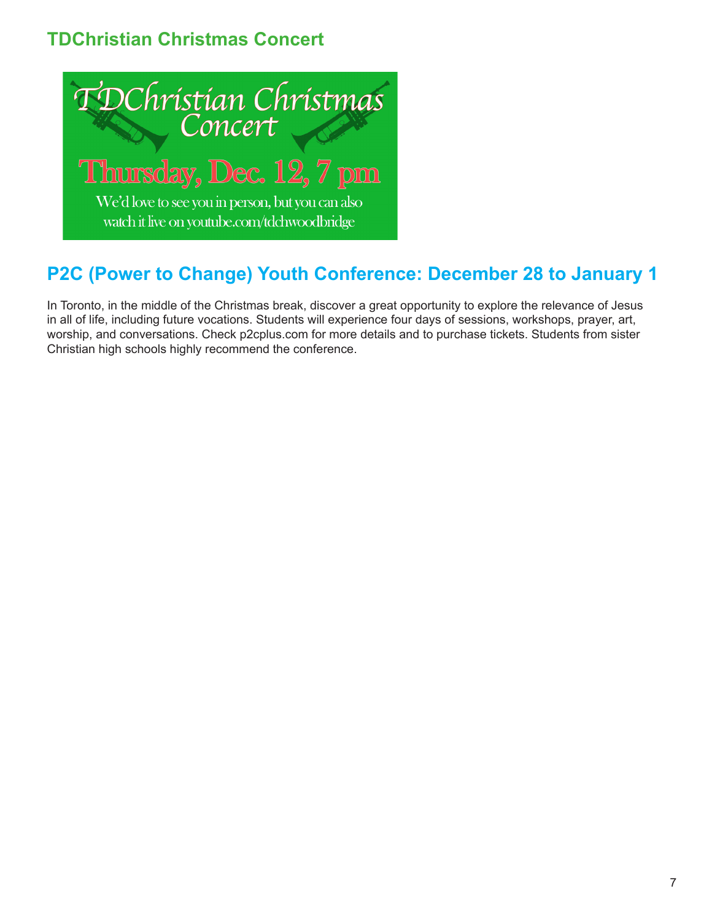## TDChristian Christmas Concert

TDChristian Christmas Concert

Thursday, Dec. 12, 7 pm

We'd love to see you in person, but you can also watch it live on youtube.com/tdchwoodbridge

## P2C (Power to Change) Youth Conference: December 28 to January 1

In Toronto, in the middle of the Christmas break, discover a great opportunity to explore the relevance of Jesus in all of life, including future vocations. Students will experience four days of sessions, workshops, prayer, art, worship, and conversations. Check p2cplus.com for more details and to purchase tickets. Students from sister Christian high schools highly recommend the conference.